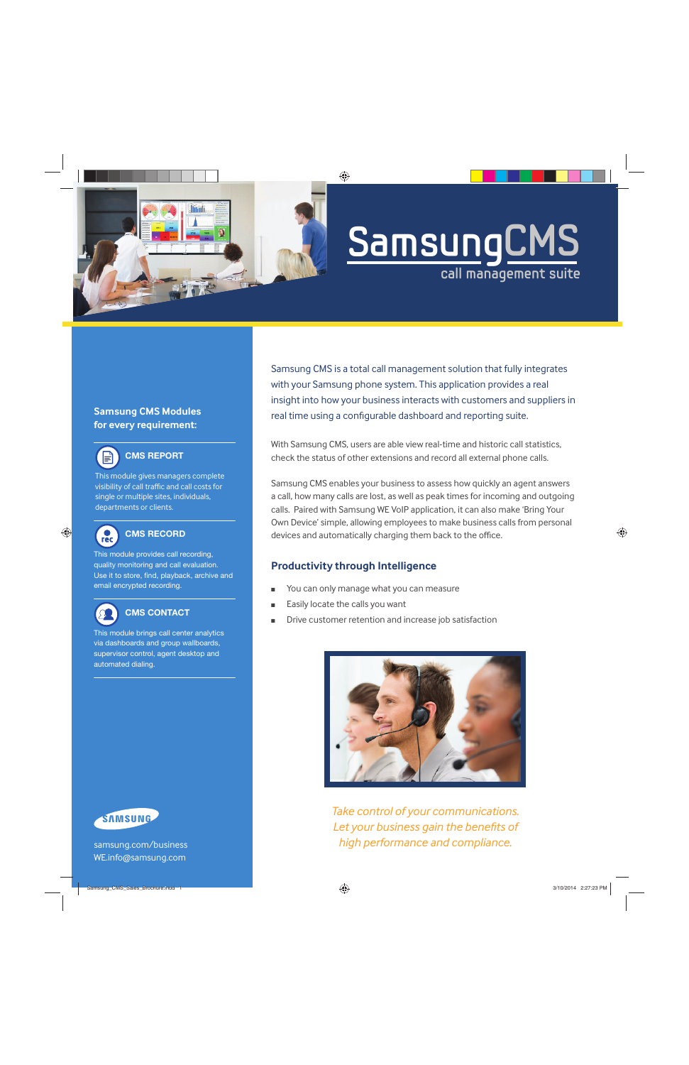# SamsungCMS

call management suite

## Samsung CMS Modules for every requirement:

### CMS REPORT

This module gives managers complete visibility of call traffic and call costs for single or multiple sites, individuals, departments or clients.

### CMS RECORD

This module provides call recording, quality monitoring and call evaluation. Use it to store, find, playback, archive and email encrypted recording.

### CMS CONTACT

This module brings call center analytics via dashboards and group wallboards, supervisor control, agent desktop and automated dialing.

SAMSUNG

samsung.com/business
WE.info@samsung.com

Samsung CMS is a total call management solution that fully integrates with your Samsung phone system. This application provides a real insight into how your business interacts with customers and suppliers in real time using a configurable dashboard and reporting suite.

With Samsung CMS, users are able view real-time and historic call statistics, check the status of other extensions and record all external phone calls.

Samsung CMS enables your business to assess how quickly an agent answers a call, how many calls are lost, as well as peak times for incoming and outgoing calls. Paired with Samsung WE VoIP application, it can also make 'Bring Your Own Device' simple, allowing employees to make business calls from personal devices and automatically charging them back to the office.

## Productivity through Intelligence

- You can only manage what you can measure
- Easily locate the calls you want
- Drive customer retention and increase job satisfaction

*Take control of your communications. Let your business gain the benefits of high performance and compliance.*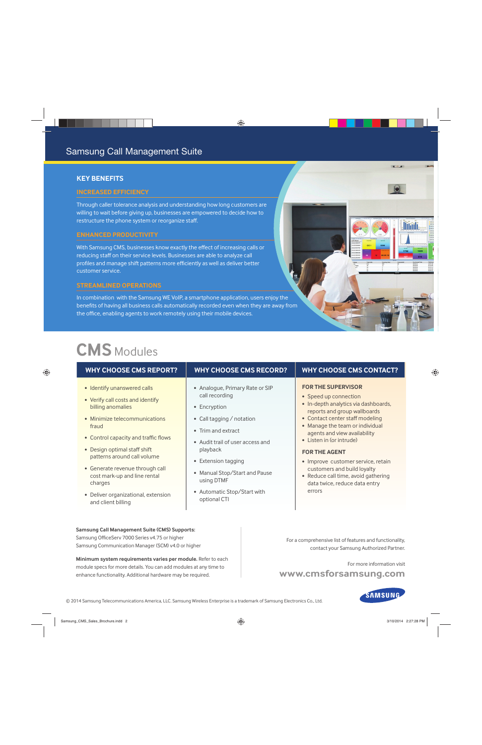# Samsung Call Management Suite

## KEY BENEFITS

### INCREASED EFFICIENCY

Through caller tolerance analysis and understanding how long customers are willing to wait before giving up, businesses are empowered to decide how to restructure the phone system or reorganize staff.

### ENHANCED PRODUCTIVITY

With Samsung CMS, businesses know exactly the effect of increasing calls or reducing staff on their service levels. Businesses are able to analyze call profiles and manage shift patterns more efficiently as well as deliver better customer service.

### STREAMLINED OPERATIONS

In combination with the Samsung WE VoIP, a smartphone application, users enjoy the benefits of having all business calls automatically recorded even when they are away from the office, enabling agents to work remotely using their mobile devices.

## CMS Modules

### WHY CHOOSE CMS REPORT?

- Identify unanswered calls
- Verify call costs and identify billing anomalies
- Minimize telecommunications fraud
- Control capacity and traffic flows
- Design optimal staff shift patterns around call volume
- Generate revenue through call cost mark-up and line rental charges
- Deliver organizational, extension and client billing

### WHY CHOOSE CMS RECORD?

- Analogue, Primary Rate or SIP call recording
- Encryption
- Call tagging / notation
- Trim and extract
- Audit trail of user access and playback
- Extension tagging
- Manual Stop/Start and Pause using DTMF
- Automatic Stop/Start with optional CTI

### WHY CHOOSE CMS CONTACT?

**FOR THE SUPERVISOR**

- Speed up connection
- In-depth analytics via dashboards, reports and group wallboards
- Contact center staff modeling
- Manage the team or individual agents and view availability
- Listen in (or intrude)

**FOR THE AGENT**

- Improve customer service, retain customers and build loyalty
- Reduce call time, avoid gathering data twice, reduce data entry errors

**Samsung Call Management Suite (CMS) Supports:**
Samsung OfficeServ 7000 Series v4.75 or higher
Samsung Communication Manager (SCM) v4.0 or higher

**Minimum system requirements varies per module.** Refer to each module specs for more details. You can add modules at any time to enhance functionality. Additional hardware may be required.

For a comprehensive list of features and functionality, contact your Samsung Authorized Partner.

For more information visit
**www.cmsforsamsung.com**

© 2014 Samsung Telecommunications America, LLC. Samsung Wireless Enterprise is a trademark of Samsung Electronics Co., Ltd.

SAMSUNG